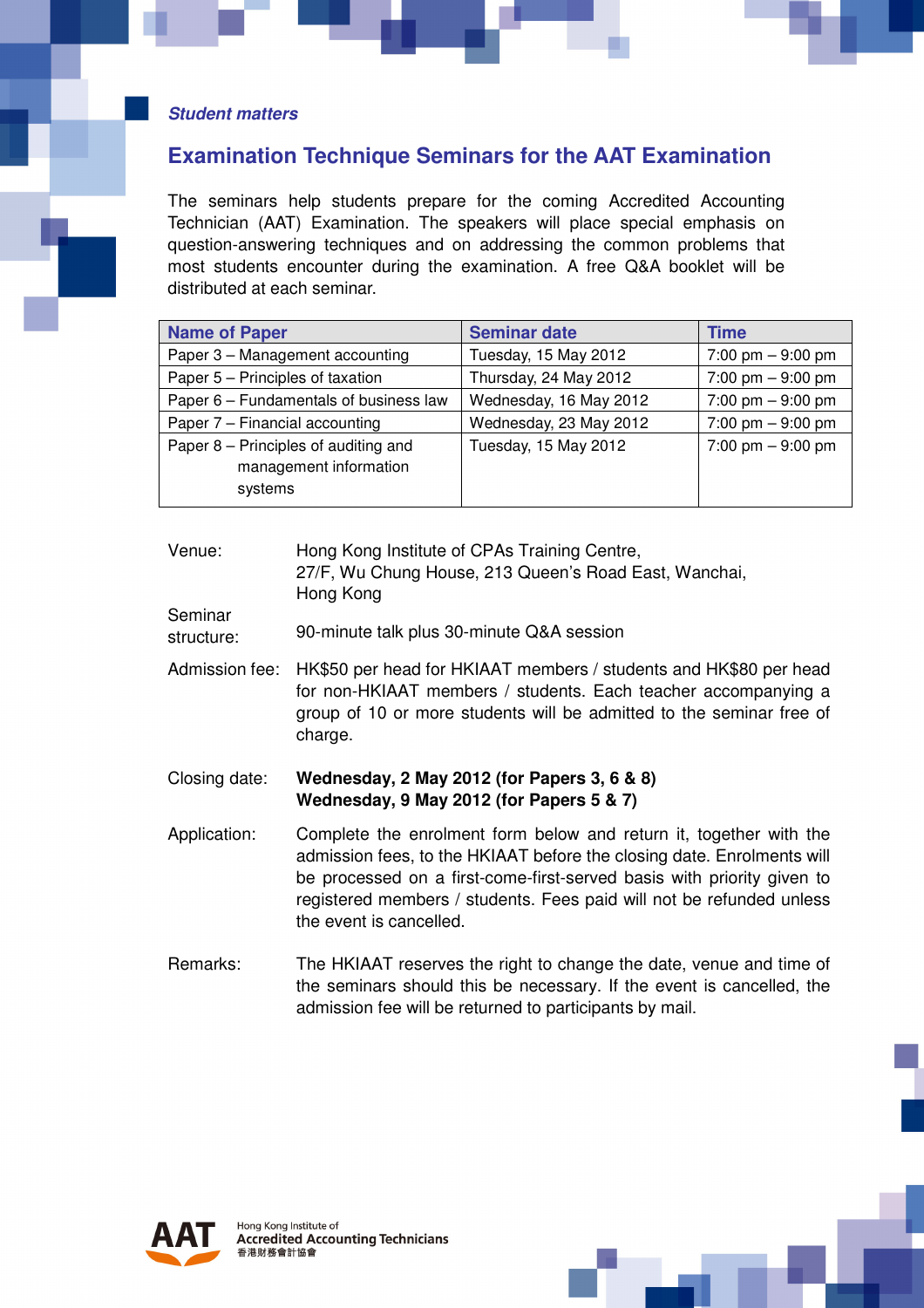*Student matters*

## Examination Technique Seminars for the AAT Examination

The seminars help students prepare for the coming Accredited Accounting Technician (AAT) Examination. The speakers will place special emphasis on question-answering techniques and on addressing the common problems that most students encounter during the examination. A free Q&A booklet will be distributed at each seminar.

| Name of Paper | Seminar date | Time |
|---|---|---|
| Paper 3 – Management accounting | Tuesday, 15 May 2012 | 7:00 pm – 9:00 pm |
| Paper 5 – Principles of taxation | Thursday, 24 May 2012 | 7:00 pm – 9:00 pm |
| Paper 6 – Fundamentals of business law | Wednesday, 16 May 2012 | 7:00 pm – 9:00 pm |
| Paper 7 – Financial accounting | Wednesday, 23 May 2012 | 7:00 pm – 9:00 pm |
| Paper 8 – Principles of auditing and management information systems | Tuesday, 15 May 2012 | 7:00 pm – 9:00 pm |

**Venue:** Hong Kong Institute of CPAs Training Centre, 27/F, Wu Chung House, 213 Queen's Road East, Wanchai, Hong Kong

**Seminar structure:** 90-minute talk plus 30-minute Q&A session

**Admission fee:** HK$50 per head for HKIAAT members / students and HK$80 per head for non-HKIAAT members / students. Each teacher accompanying a group of 10 or more students will be admitted to the seminar free of charge.

**Closing date:** **Wednesday, 2 May 2012 (for Papers 3, 6 & 8)**
**Wednesday, 9 May 2012 (for Papers 5 & 7)**

**Application:** Complete the enrolment form below and return it, together with the admission fees, to the HKIAAT before the closing date. Enrolments will be processed on a first-come-first-served basis with priority given to registered members / students. Fees paid will not be refunded unless the event is cancelled.

**Remarks:** The HKIAAT reserves the right to change the date, venue and time of the seminars should this be necessary. If the event is cancelled, the admission fee will be returned to participants by mail.

AAT Hong Kong Institute of Accredited Accounting Technicians 香港財務會計協會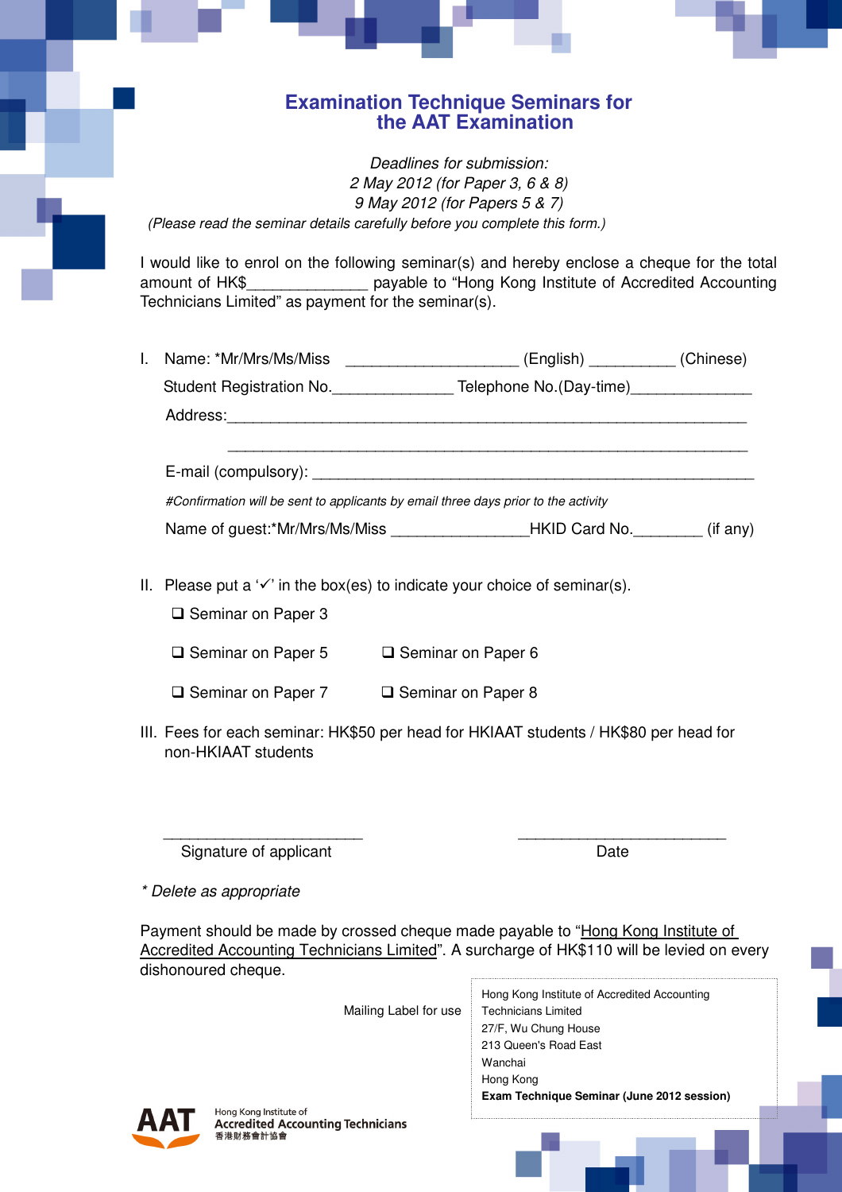# Examination Technique Seminars for the AAT Examination

*Deadlines for submission:*
*2 May 2012 (for Paper 3, 6 & 8)*
*9 May 2012 (for Papers 5 & 7)*
*(Please read the seminar details carefully before you complete this form.)*

I would like to enrol on the following seminar(s) and hereby enclose a cheque for the total amount of HK$______________ payable to "Hong Kong Institute of Accredited Accounting Technicians Limited" as payment for the seminar(s).

I. Name: *Mr/Mrs/Ms/Miss _____________________ (English) __________ (Chinese)

Student Registration No.______________ Telephone No.(Day-time)______________

Address:_______________________________________________________________

_______________________________________________________________

E-mail (compulsory): ______________________________________________________

*#Confirmation will be sent to applicants by email three days prior to the activity*

Name of guest:*Mr/Mrs/Ms/Miss ________________HKID Card No.________ (if any)

II. Please put a '✓' in the box(es) to indicate your choice of seminar(s).

- ❑ Seminar on Paper 3
- ❑ Seminar on Paper 5
- ❑ Seminar on Paper 6
- ❑ Seminar on Paper 7
- ❑ Seminar on Paper 8

III. Fees for each seminar: HK$50 per head for HKIAAT students / HK$80 per head for non-HKIAAT students

________________________ Signature of applicant

________________________ Date

*\* Delete as appropriate*

Payment should be made by crossed cheque made payable to "Hong Kong Institute of Accredited Accounting Technicians Limited". A surcharge of HK$110 will be levied on every dishonoured cheque.

Mailing Label for use

Hong Kong Institute of Accredited Accounting Technicians Limited
27/F, Wu Chung House
213 Queen's Road East
Wanchai
Hong Kong
**Exam Technique Seminar (June 2012 session)**

AAT Hong Kong Institute of Accredited Accounting Technicians 香港財務會計協會